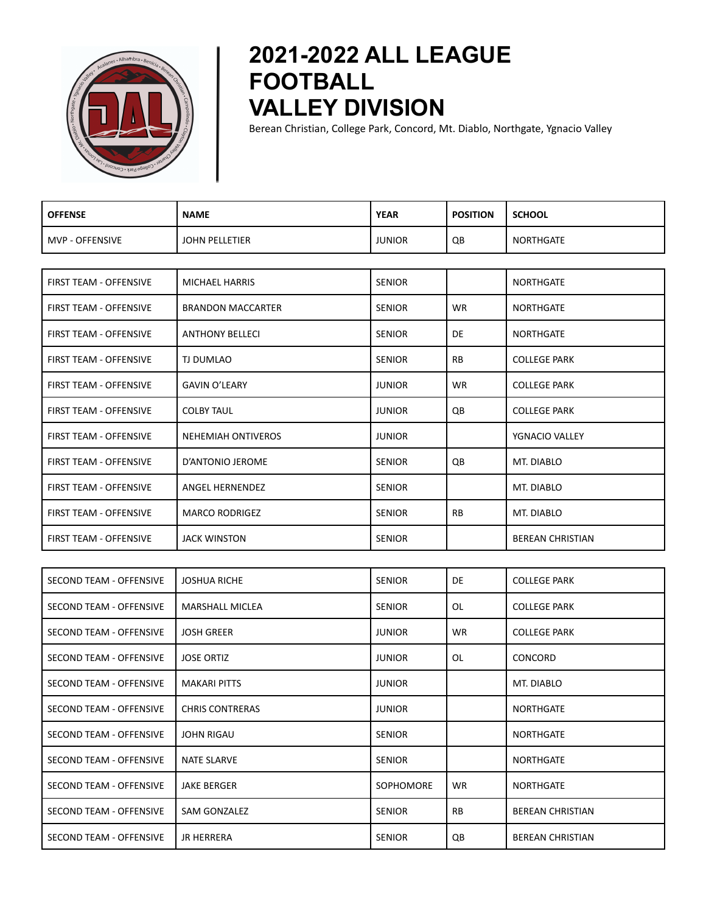# 2021-2022 ALL LEAGUE FOOTBALL VALLEY DIVISION

Berean Christian, College Park, Concord, Mt. Diablo, Northgate, Ygnacio Valley

| OFFENSE | NAME | YEAR | POSITION | SCHOOL |
|---|---|---|---|---|
| MVP - OFFENSIVE | JOHN PELLETIER | JUNIOR | QB | NORTHGATE |
| FIRST TEAM - OFFENSIVE | MICHAEL HARRIS | SENIOR | | NORTHGATE |
| FIRST TEAM - OFFENSIVE | BRANDON MACCARTER | SENIOR | WR | NORTHGATE |
| FIRST TEAM - OFFENSIVE | ANTHONY BELLECI | SENIOR | DE | NORTHGATE |
| FIRST TEAM - OFFENSIVE | TJ DUMLAO | SENIOR | RB | COLLEGE PARK |
| FIRST TEAM - OFFENSIVE | GAVIN O'LEARY | JUNIOR | WR | COLLEGE PARK |
| FIRST TEAM - OFFENSIVE | COLBY TAUL | JUNIOR | QB | COLLEGE PARK |
| FIRST TEAM - OFFENSIVE | NEHEMIAH ONTIVEROS | JUNIOR | | YGNACIO VALLEY |
| FIRST TEAM - OFFENSIVE | D'ANTONIO JEROME | SENIOR | QB | MT. DIABLO |
| FIRST TEAM - OFFENSIVE | ANGEL HERNENDEZ | SENIOR | | MT. DIABLO |
| FIRST TEAM - OFFENSIVE | MARCO RODRIGEZ | SENIOR | RB | MT. DIABLO |
| FIRST TEAM - OFFENSIVE | JACK WINSTON | SENIOR | | BEREAN CHRISTIAN |
| SECOND TEAM - OFFENSIVE | JOSHUA RICHE | SENIOR | DE | COLLEGE PARK |
| SECOND TEAM - OFFENSIVE | MARSHALL MICLEA | SENIOR | OL | COLLEGE PARK |
| SECOND TEAM - OFFENSIVE | JOSH GREER | JUNIOR | WR | COLLEGE PARK |
| SECOND TEAM - OFFENSIVE | JOSE ORTIZ | JUNIOR | OL | CONCORD |
| SECOND TEAM - OFFENSIVE | MAKARI PITTS | JUNIOR | | MT. DIABLO |
| SECOND TEAM - OFFENSIVE | CHRIS CONTRERAS | JUNIOR | | NORTHGATE |
| SECOND TEAM - OFFENSIVE | JOHN RIGAU | SENIOR | | NORTHGATE |
| SECOND TEAM - OFFENSIVE | NATE SLARVE | SENIOR | | NORTHGATE |
| SECOND TEAM - OFFENSIVE | JAKE BERGER | SOPHOMORE | WR | NORTHGATE |
| SECOND TEAM - OFFENSIVE | SAM GONZALEZ | SENIOR | RB | BEREAN CHRISTIAN |
| SECOND TEAM - OFFENSIVE | JR HERRERA | SENIOR | QB | BEREAN CHRISTIAN |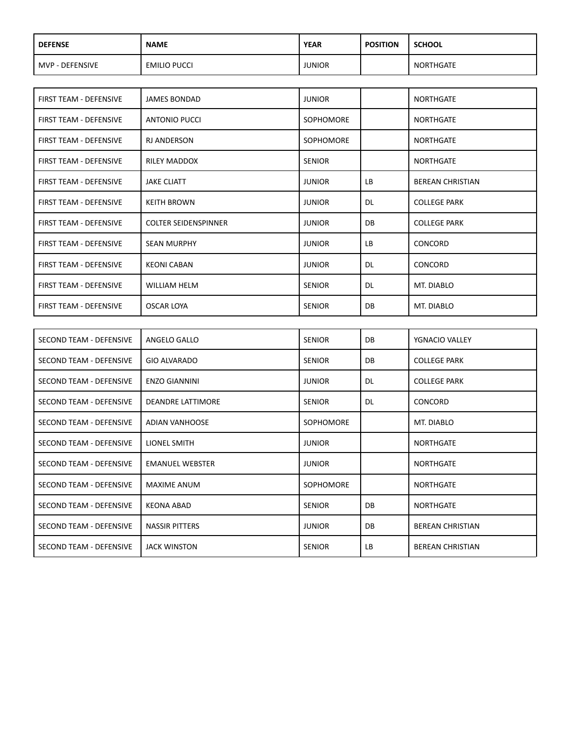| DEFENSE | NAME | YEAR | POSITION | SCHOOL |
|---|---|---|---|---|
| MVP - DEFENSIVE | EMILIO PUCCI | JUNIOR | | NORTHGATE |
| FIRST TEAM - DEFENSIVE | JAMES BONDAD | JUNIOR | | NORTHGATE |
| FIRST TEAM - DEFENSIVE | ANTONIO PUCCI | SOPHOMORE | | NORTHGATE |
| FIRST TEAM - DEFENSIVE | RJ ANDERSON | SOPHOMORE | | NORTHGATE |
| FIRST TEAM - DEFENSIVE | RILEY MADDOX | SENIOR | | NORTHGATE |
| FIRST TEAM - DEFENSIVE | JAKE CLIATT | JUNIOR | LB | BEREAN CHRISTIAN |
| FIRST TEAM - DEFENSIVE | KEITH BROWN | JUNIOR | DL | COLLEGE PARK |
| FIRST TEAM - DEFENSIVE | COLTER SEIDENSPINNER | JUNIOR | DB | COLLEGE PARK |
| FIRST TEAM - DEFENSIVE | SEAN MURPHY | JUNIOR | LB | CONCORD |
| FIRST TEAM - DEFENSIVE | KEONI CABAN | JUNIOR | DL | CONCORD |
| FIRST TEAM - DEFENSIVE | WILLIAM HELM | SENIOR | DL | MT. DIABLO |
| FIRST TEAM - DEFENSIVE | OSCAR LOYA | SENIOR | DB | MT. DIABLO |
| SECOND TEAM - DEFENSIVE | ANGELO GALLO | SENIOR | DB | YGNACIO VALLEY |
| SECOND TEAM - DEFENSIVE | GIO ALVARADO | SENIOR | DB | COLLEGE PARK |
| SECOND TEAM - DEFENSIVE | ENZO GIANNINI | JUNIOR | DL | COLLEGE PARK |
| SECOND TEAM - DEFENSIVE | DEANDRE LATTIMORE | SENIOR | DL | CONCORD |
| SECOND TEAM - DEFENSIVE | ADIAN VANHOOSE | SOPHOMORE | | MT. DIABLO |
| SECOND TEAM - DEFENSIVE | LIONEL SMITH | JUNIOR | | NORTHGATE |
| SECOND TEAM - DEFENSIVE | EMANUEL WEBSTER | JUNIOR | | NORTHGATE |
| SECOND TEAM - DEFENSIVE | MAXIME ANUM | SOPHOMORE | | NORTHGATE |
| SECOND TEAM - DEFENSIVE | KEONA ABAD | SENIOR | DB | NORTHGATE |
| SECOND TEAM - DEFENSIVE | NASSIR PITTERS | JUNIOR | DB | BEREAN CHRISTIAN |
| SECOND TEAM - DEFENSIVE | JACK WINSTON | SENIOR | LB | BEREAN CHRISTIAN |